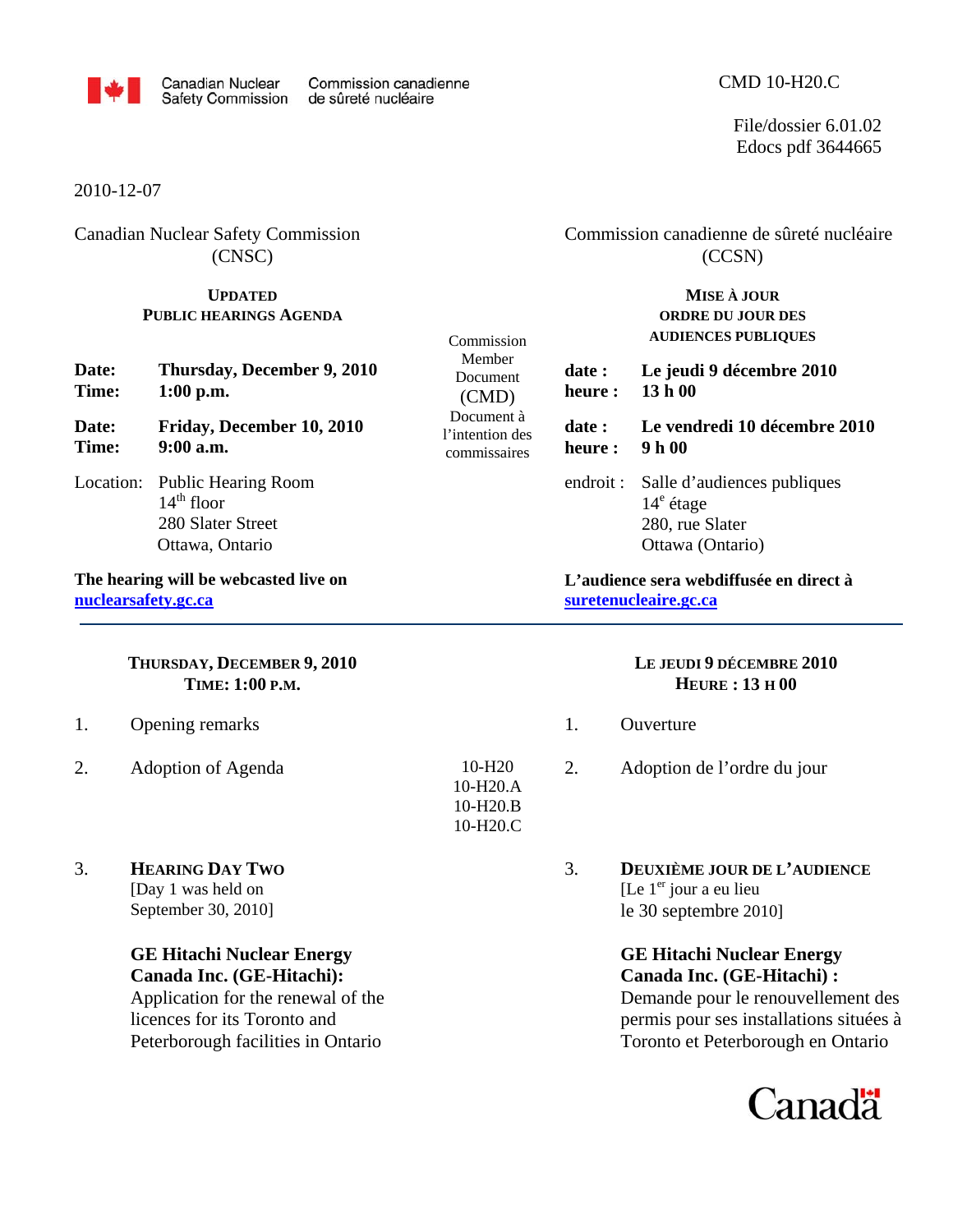Canadian Nuclear Safety Commission / Commission canadienne de sûreté nucléaire

CMD 10-H20.C

File/dossier 6.01.02
Edocs pdf 3644665

2010-12-07

Canadian Nuclear Safety Commission (CNSC)

**UPDATED PUBLIC HEARINGS AGENDA**

**Date:** **Thursday, December 9, 2010**
**Time:** **1:00 p.m.**

**Date:** **Friday, December 10, 2010**
**Time:** **9:00 a.m.**

Location: Public Hearing Room
14th floor
280 Slater Street
Ottawa, Ontario

**The hearing will be webcasted live on nuclearsafety.gc.ca**

Commission canadienne de sûreté nucléaire (CCSN)

**MISE À JOUR ORDRE DU JOUR DES AUDIENCES PUBLIQUES**

**date :** **Le jeudi 9 décembre 2010**
**heure :** **13 h 00**

**date :** **Le vendredi 10 décembre 2010**
**heure :** **9 h 00**

endroit : Salle d'audiences publiques
14e étage
280, rue Slater
Ottawa (Ontario)

**L'audience sera webdiffusée en direct à suretenucleaire.gc.ca**

Commission Member Document (CMD) / Document à l'intention des commissaires

---

## THURSDAY, DECEMBER 9, 2010 — TIME: 1:00 P.M.

1. Opening remarks
2. Adoption of Agenda — 10-H20, 10-H20.A, 10-H20.B, 10-H20.C
3. **HEARING DAY TWO**
   [Day 1 was held on September 30, 2010]

   **GE Hitachi Nuclear Energy Canada Inc. (GE-Hitachi):**
   Application for the renewal of the licences for its Toronto and Peterborough facilities in Ontario

## LE JEUDI 9 DÉCEMBRE 2010 — HEURE : 13 H 00

1. Ouverture
2. Adoption de l'ordre du jour — 10-H20, 10-H20.A, 10-H20.B, 10-H20.C
3. **DEUXIÈME JOUR DE L'AUDIENCE**
   [Le 1er jour a eu lieu le 30 septembre 2010]

   **GE Hitachi Nuclear Energy Canada Inc. (GE-Hitachi) :**
   Demande pour le renouvellement des permis pour ses installations situées à Toronto et Peterborough en Ontario

Canada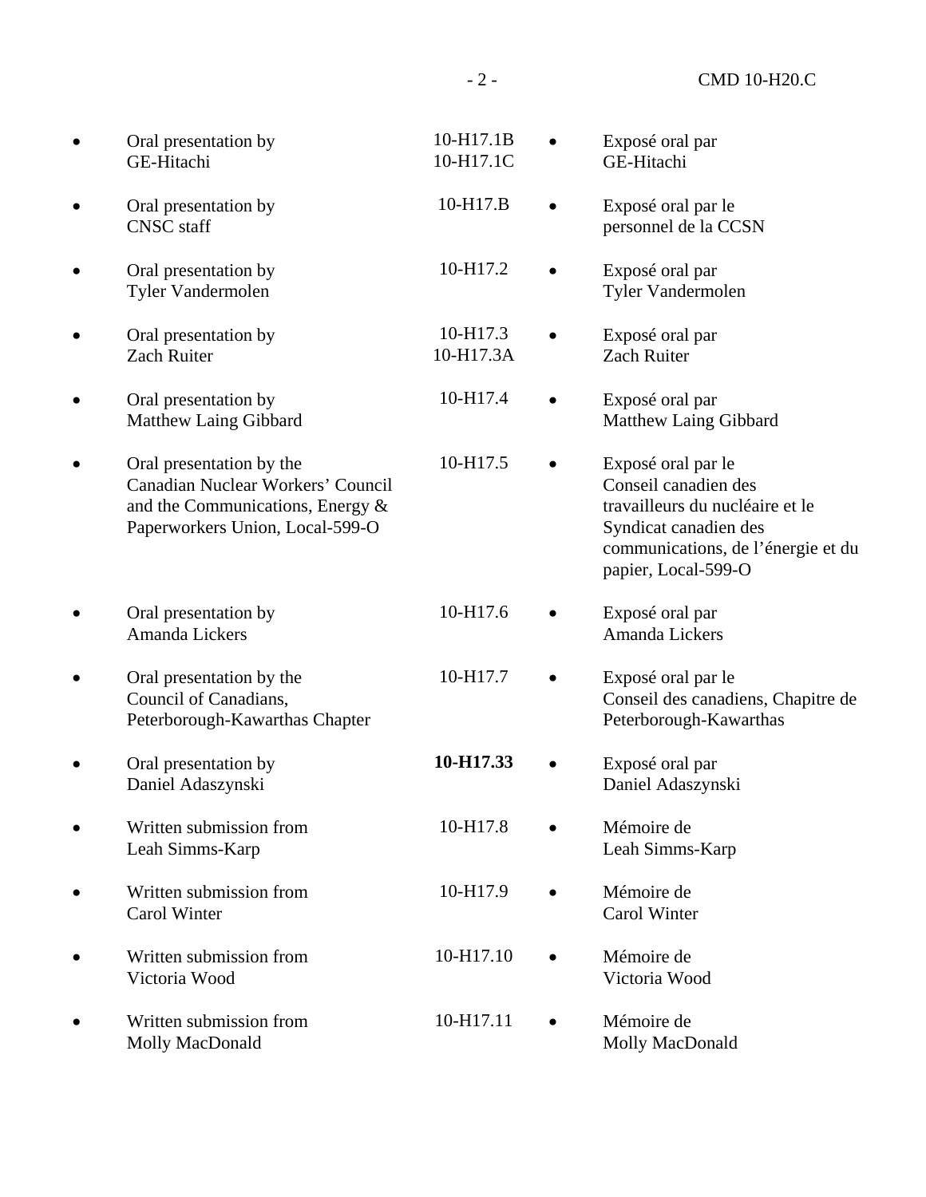| English | Document | French |
|---|---|---|
| • Oral presentation by GE-Hitachi | 10-H17.1B<br>10-H17.1C | • Exposé oral par GE-Hitachi |
| • Oral presentation by CNSC staff | 10-H17.B | • Exposé oral par le personnel de la CCSN |
| • Oral presentation by Tyler Vandermolen | 10-H17.2 | • Exposé oral par Tyler Vandermolen |
| • Oral presentation by Zach Ruiter | 10-H17.3<br>10-H17.3A | • Exposé oral par Zach Ruiter |
| • Oral presentation by Matthew Laing Gibbard | 10-H17.4 | • Exposé oral par Matthew Laing Gibbard |
| • Oral presentation by the Canadian Nuclear Workers' Council and the Communications, Energy & Paperworkers Union, Local-599-O | 10-H17.5 | • Exposé oral par le Conseil canadien des travailleurs du nucléaire et le Syndicat canadien des communications, de l'énergie et du papier, Local-599-O |
| • Oral presentation by Amanda Lickers | 10-H17.6 | • Exposé oral par Amanda Lickers |
| • Oral presentation by the Council of Canadians, Peterborough-Kawarthas Chapter | 10-H17.7 | • Exposé oral par le Conseil des canadiens, Chapitre de Peterborough-Kawarthas |
| • Oral presentation by Daniel Adaszynski | **10-H17.33** | • Exposé oral par Daniel Adaszynski |
| • Written submission from Leah Simms-Karp | 10-H17.8 | • Mémoire de Leah Simms-Karp |
| • Written submission from Carol Winter | 10-H17.9 | • Mémoire de Carol Winter |
| • Written submission from Victoria Wood | 10-H17.10 | • Mémoire de Victoria Wood |
| • Written submission from Molly MacDonald | 10-H17.11 | • Mémoire de Molly MacDonald |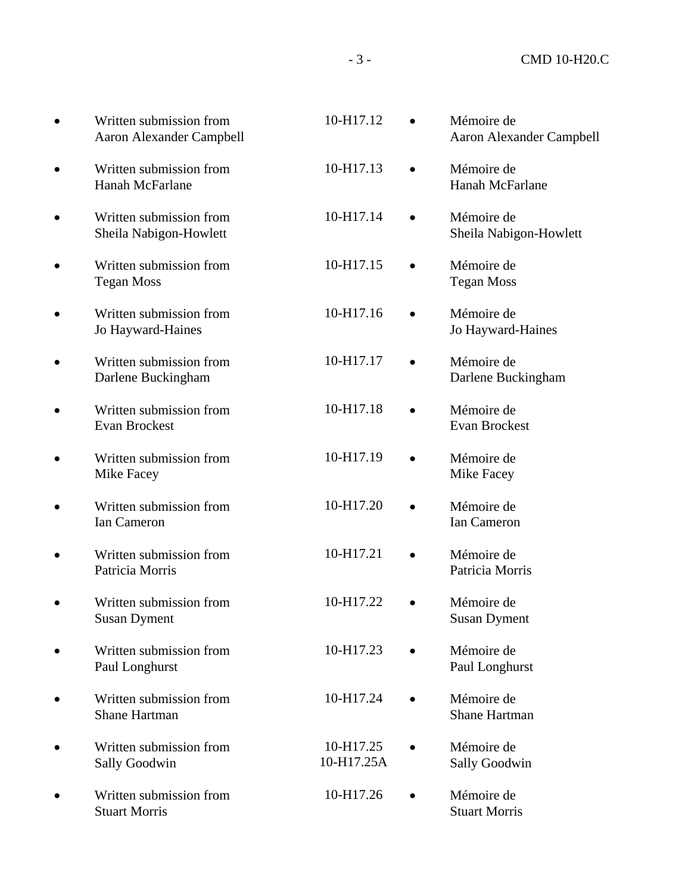- Written submission from Aaron Alexander Campbell — 10-H17.12 — Mémoire de Aaron Alexander Campbell
- Written submission from Hanah McFarlane — 10-H17.13 — Mémoire de Hanah McFarlane
- Written submission from Sheila Nabigon-Howlett — 10-H17.14 — Mémoire de Sheila Nabigon-Howlett
- Written submission from Tegan Moss — 10-H17.15 — Mémoire de Tegan Moss
- Written submission from Jo Hayward-Haines — 10-H17.16 — Mémoire de Jo Hayward-Haines
- Written submission from Darlene Buckingham — 10-H17.17 — Mémoire de Darlene Buckingham
- Written submission from Evan Brockest — 10-H17.18 — Mémoire de Evan Brockest
- Written submission from Mike Facey — 10-H17.19 — Mémoire de Mike Facey
- Written submission from Ian Cameron — 10-H17.20 — Mémoire de Ian Cameron
- Written submission from Patricia Morris — 10-H17.21 — Mémoire de Patricia Morris
- Written submission from Susan Dyment — 10-H17.22 — Mémoire de Susan Dyment
- Written submission from Paul Longhurst — 10-H17.23 — Mémoire de Paul Longhurst
- Written submission from Shane Hartman — 10-H17.24 — Mémoire de Shane Hartman
- Written submission from Sally Goodwin — 10-H17.25, 10-H17.25A — Mémoire de Sally Goodwin
- Written submission from Stuart Morris — 10-H17.26 — Mémoire de Stuart Morris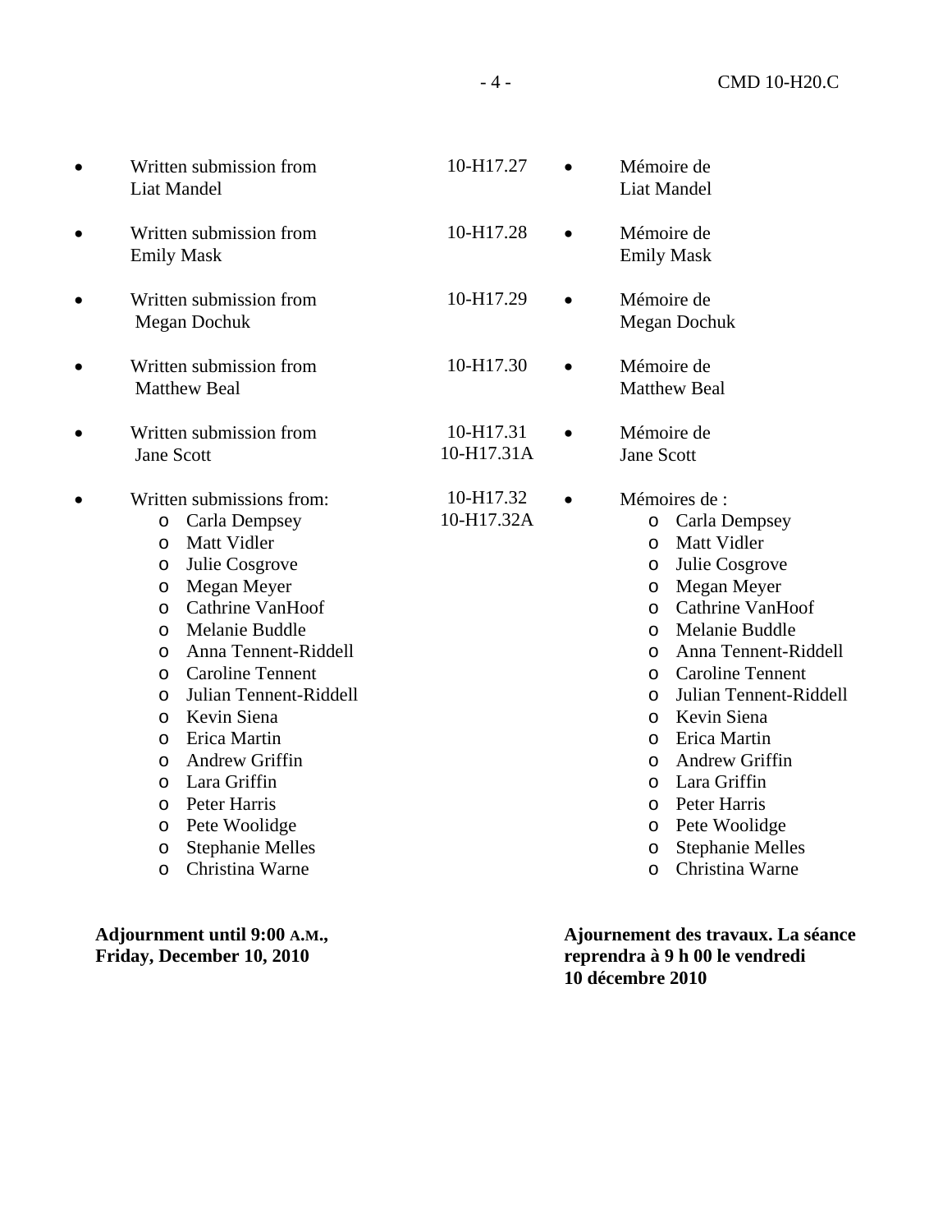| English | CMD | Français |
|---|---|---|
| • Written submission from Liat Mandel | 10-H17.27 | • Mémoire de Liat Mandel |
| • Written submission from Emily Mask | 10-H17.28 | • Mémoire de Emily Mask |
| • Written submission from Megan Dochuk | 10-H17.29 | • Mémoire de Megan Dochuk |
| • Written submission from Matthew Beal | 10-H17.30 | • Mémoire de Matthew Beal |
| • Written submission from Jane Scott | 10-H17.31<br>10-H17.31A | • Mémoire de Jane Scott |
| • Written submissions from:<br>o Carla Dempsey<br>o Matt Vidler<br>o Julie Cosgrove<br>o Megan Meyer<br>o Cathrine VanHoof<br>o Melanie Buddle<br>o Anna Tennent-Riddell<br>o Caroline Tennent<br>o Julian Tennent-Riddell<br>o Kevin Siena<br>o Erica Martin<br>o Andrew Griffin<br>o Lara Griffin<br>o Peter Harris<br>o Pete Woolidge<br>o Stephanie Melles<br>o Christina Warne | 10-H17.32<br>10-H17.32A | • Mémoires de :<br>o Carla Dempsey<br>o Matt Vidler<br>o Julie Cosgrove<br>o Megan Meyer<br>o Cathrine VanHoof<br>o Melanie Buddle<br>o Anna Tennent-Riddell<br>o Caroline Tennent<br>o Julian Tennent-Riddell<br>o Kevin Siena<br>o Erica Martin<br>o Andrew Griffin<br>o Lara Griffin<br>o Peter Harris<br>o Pete Woolidge<br>o Stephanie Melles<br>o Christina Warne |

**Adjournment until 9:00 A.M., Friday, December 10, 2010**

**Ajournement des travaux. La séance reprendra à 9 h 00 le vendredi 10 décembre 2010**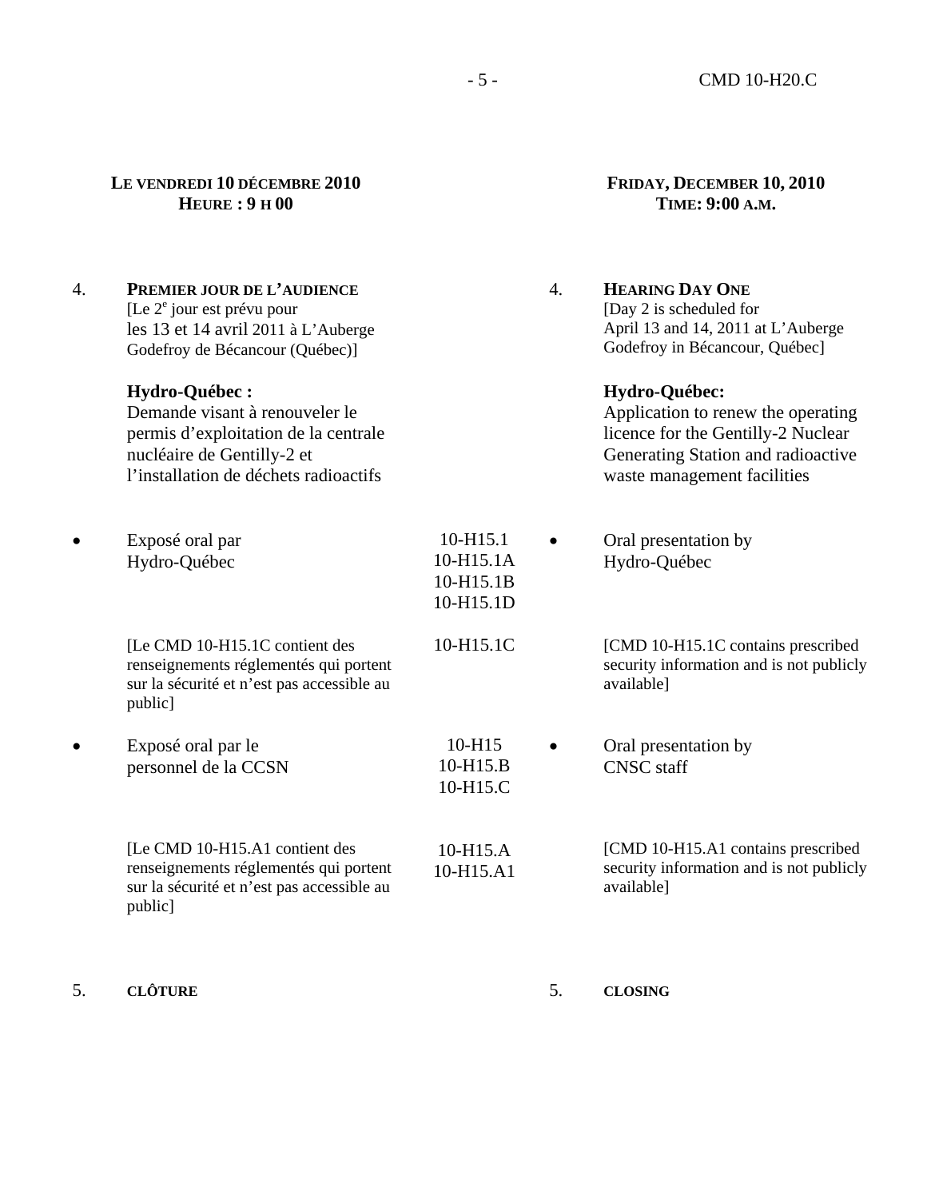**LE VENDREDI 10 DÉCEMBRE 2010**
**HEURE : 9 H 00**

4. **PREMIER JOUR DE L'AUDIENCE**
[Le 2e jour est prévu pour les 13 et 14 avril 2011 à L'Auberge Godefroy de Bécancour (Québec)]

**Hydro-Québec :**
Demande visant à renouveler le permis d'exploitation de la centrale nucléaire de Gentilly-2 et l'installation de déchets radioactifs

- Exposé oral par Hydro-Québec — 10-H15.1, 10-H15.1A, 10-H15.1B, 10-H15.1D

[Le CMD 10-H15.1C contient des renseignements réglementés qui portent sur la sécurité et n'est pas accessible au public] — 10-H15.1C

- Exposé oral par le personnel de la CCSN — 10-H15, 10-H15.B, 10-H15.C

[Le CMD 10-H15.A1 contient des renseignements réglementés qui portent sur la sécurité et n'est pas accessible au public] — 10-H15.A, 10-H15.A1

5. **CLÔTURE**

**FRIDAY, DECEMBER 10, 2010**
**TIME: 9:00 A.M.**

4. **HEARING DAY ONE**
[Day 2 is scheduled for April 13 and 14, 2011 at L'Auberge Godefroy in Bécancour, Québec]

**Hydro-Québec:**
Application to renew the operating licence for the Gentilly-2 Nuclear Generating Station and radioactive waste management facilities

- Oral presentation by Hydro-Québec

[CMD 10-H15.1C contains prescribed security information and is not publicly available]

- Oral presentation by CNSC staff

[CMD 10-H15.A1 contains prescribed security information and is not publicly available]

5. **CLOSING**